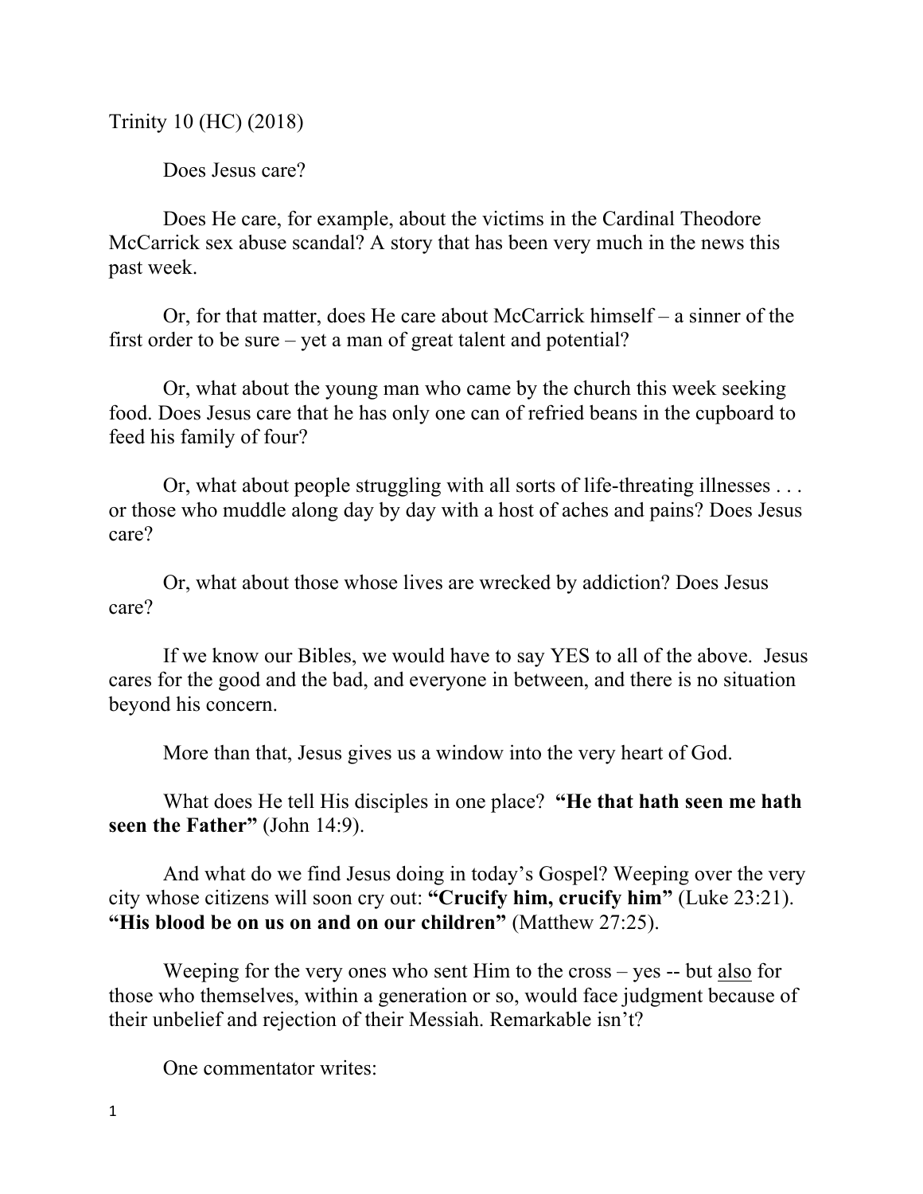Trinity 10 (HC) (2018)

Does Jesus care?

Does He care, for example, about the victims in the Cardinal Theodore McCarrick sex abuse scandal? A story that has been very much in the news this past week.

Or, for that matter, does He care about McCarrick himself – a sinner of the first order to be sure – yet a man of great talent and potential?

Or, what about the young man who came by the church this week seeking food. Does Jesus care that he has only one can of refried beans in the cupboard to feed his family of four?

Or, what about people struggling with all sorts of life-threating illnesses . . . or those who muddle along day by day with a host of aches and pains? Does Jesus care?

Or, what about those whose lives are wrecked by addiction? Does Jesus care?

If we know our Bibles, we would have to say YES to all of the above. Jesus cares for the good and the bad, and everyone in between, and there is no situation beyond his concern.

More than that, Jesus gives us a window into the very heart of God.

What does He tell His disciples in one place? **"He that hath seen me hath seen the Father"** (John 14:9).

And what do we find Jesus doing in today's Gospel? Weeping over the very city whose citizens will soon cry out: **"Crucify him, crucify him"** (Luke 23:21). **"His blood be on us on and on our children"** (Matthew 27:25).

Weeping for the very ones who sent Him to the cross – yes -- but <u>also</u> for those who themselves, within a generation or so, would face judgment because of their unbelief and rejection of their Messiah. Remarkable isn't?

One commentator writes: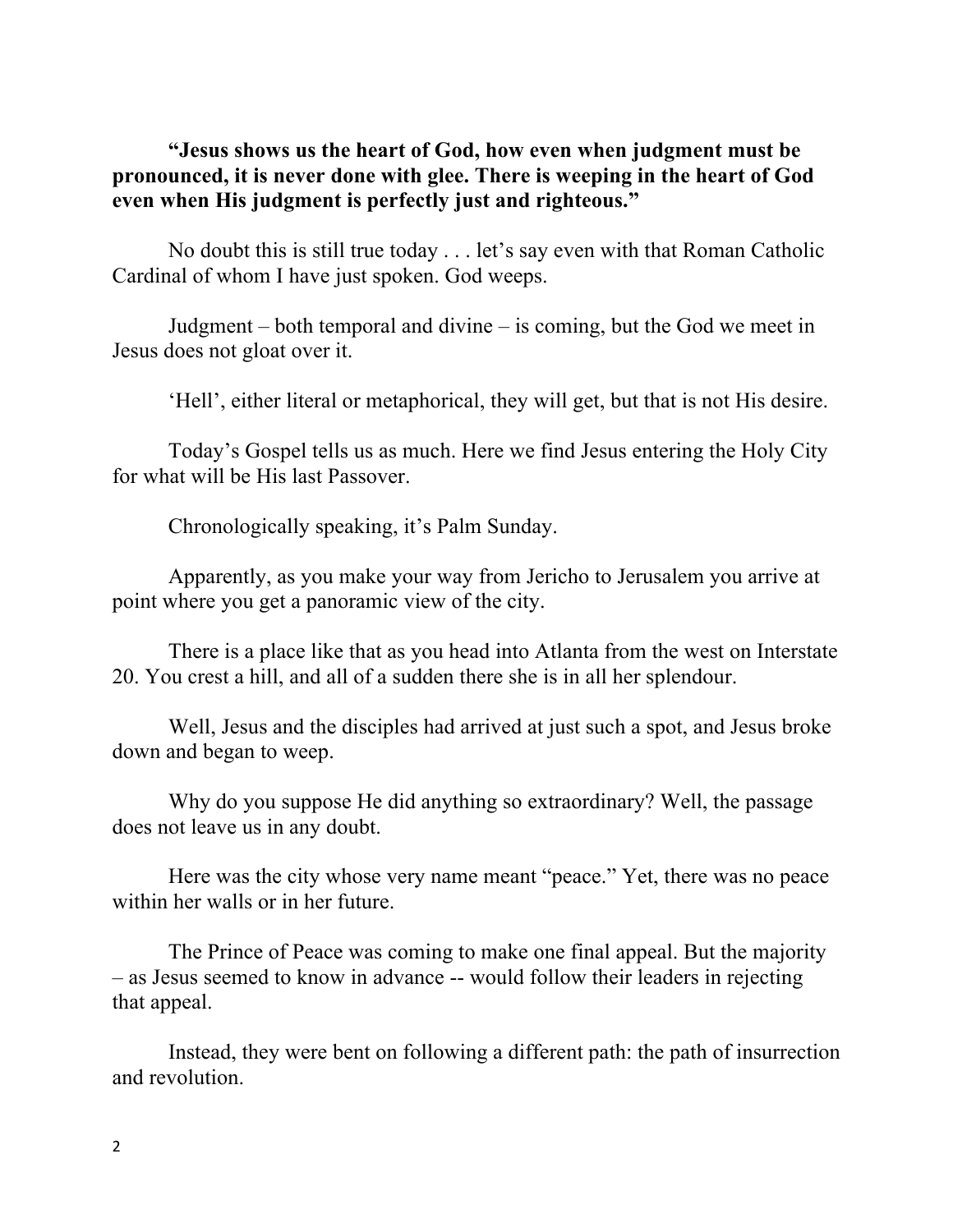**“Jesus shows us the heart of God, how even when judgment must be pronounced, it is never done with glee. There is weeping in the heart of God even when His judgment is perfectly just and righteous.”**

No doubt this is still true today . . . let’s say even with that Roman Catholic Cardinal of whom I have just spoken. God weeps.

Judgment – both temporal and divine – is coming, but the God we meet in Jesus does not gloat over it.

‘Hell’, either literal or metaphorical, they will get, but that is not His desire.

Today’s Gospel tells us as much. Here we find Jesus entering the Holy City for what will be His last Passover.

Chronologically speaking, it’s Palm Sunday.

Apparently, as you make your way from Jericho to Jerusalem you arrive at point where you get a panoramic view of the city.

There is a place like that as you head into Atlanta from the west on Interstate 20. You crest a hill, and all of a sudden there she is in all her splendour.

Well, Jesus and the disciples had arrived at just such a spot, and Jesus broke down and began to weep.

Why do you suppose He did anything so extraordinary? Well, the passage does not leave us in any doubt.

Here was the city whose very name meant “peace.” Yet, there was no peace within her walls or in her future.

The Prince of Peace was coming to make one final appeal. But the majority – as Jesus seemed to know in advance -- would follow their leaders in rejecting that appeal.

Instead, they were bent on following a different path: the path of insurrection and revolution.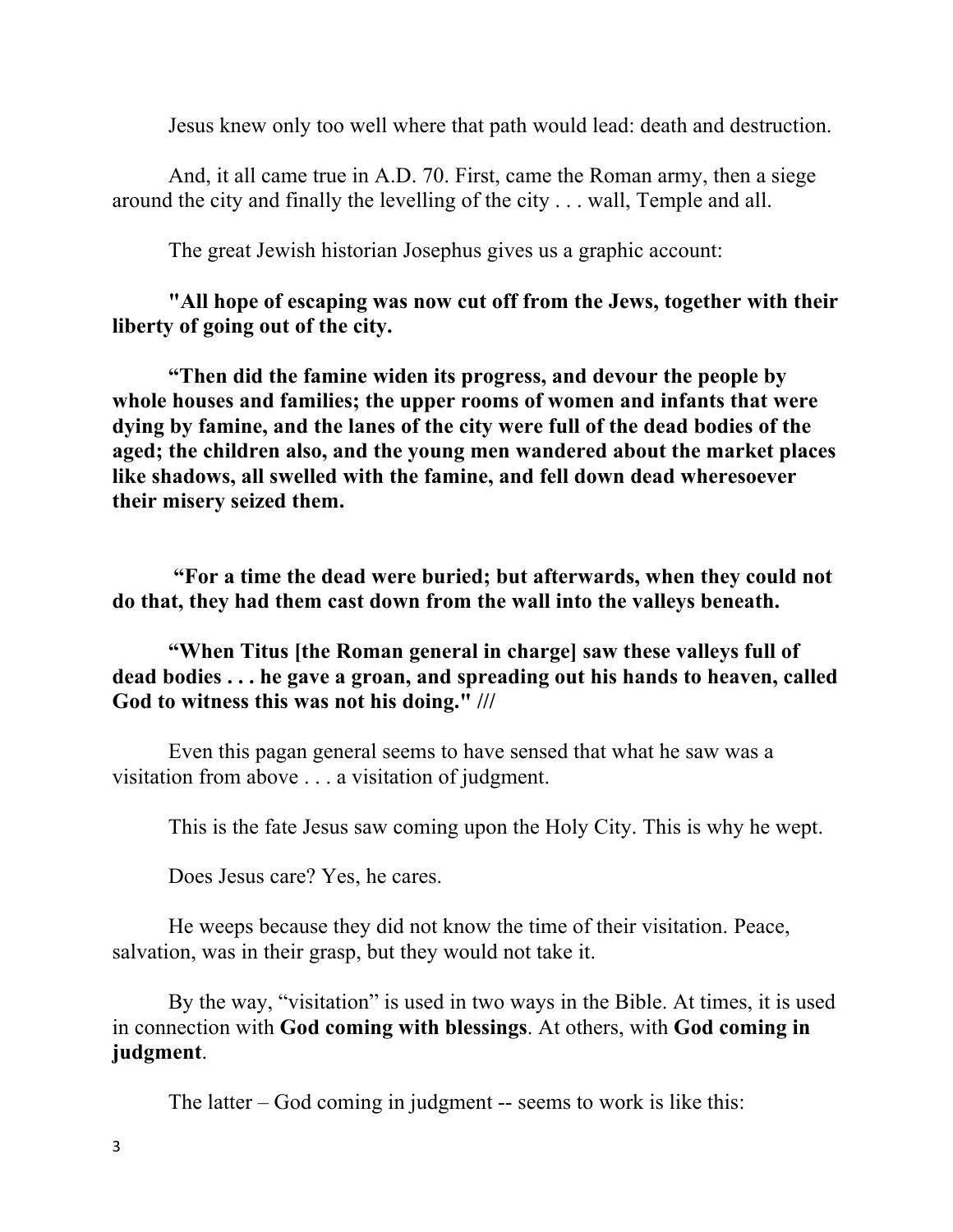Jesus knew only too well where that path would lead: death and destruction.

And, it all came true in A.D. 70. First, came the Roman army, then a siege around the city and finally the levelling of the city . . . wall, Temple and all.

The great Jewish historian Josephus gives us a graphic account:

**"All hope of escaping was now cut off from the Jews, together with their liberty of going out of the city.**

**"Then did the famine widen its progress, and devour the people by whole houses and families; the upper rooms of women and infants that were dying by famine, and the lanes of the city were full of the dead bodies of the aged; the children also, and the young men wandered about the market places like shadows, all swelled with the famine, and fell down dead wheresoever their misery seized them.**

**"For a time the dead were buried; but afterwards, when they could not do that, they had them cast down from the wall into the valleys beneath.**

**"When Titus [the Roman general in charge] saw these valleys full of dead bodies . . . he gave a groan, and spreading out his hands to heaven, called God to witness this was not his doing." ///**

Even this pagan general seems to have sensed that what he saw was a visitation from above . . . a visitation of judgment.

This is the fate Jesus saw coming upon the Holy City. This is why he wept.

Does Jesus care? Yes, he cares.

He weeps because they did not know the time of their visitation. Peace, salvation, was in their grasp, but they would not take it.

By the way, "visitation" is used in two ways in the Bible. At times, it is used in connection with **God coming with blessings**. At others, with **God coming in judgment**.

The latter – God coming in judgment -- seems to work is like this: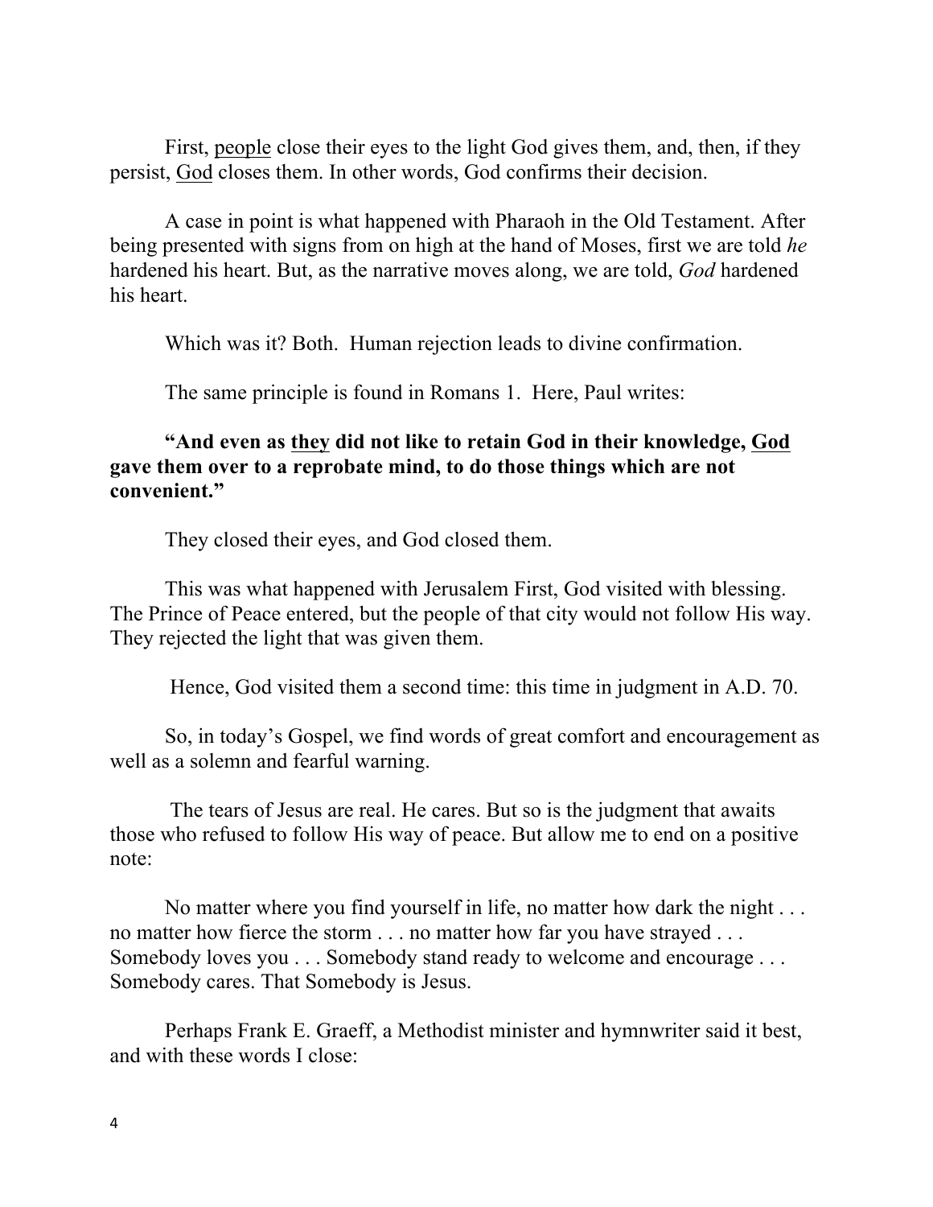First, <u>people</u> close their eyes to the light God gives them, and, then, if they persist, <u>God</u> closes them. In other words, God confirms their decision.

A case in point is what happened with Pharaoh in the Old Testament. After being presented with signs from on high at the hand of Moses, first we are told *he* hardened his heart. But, as the narrative moves along, we are told, *God* hardened his heart.

Which was it? Both. Human rejection leads to divine confirmation.

The same principle is found in Romans 1. Here, Paul writes:

**"And even as <u>they</u> did not like to retain God in their knowledge, <u>God</u> gave them over to a reprobate mind, to do those things which are not convenient."**

They closed their eyes, and God closed them.

This was what happened with Jerusalem First, God visited with blessing. The Prince of Peace entered, but the people of that city would not follow His way. They rejected the light that was given them.

Hence, God visited them a second time: this time in judgment in A.D. 70.

So, in today's Gospel, we find words of great comfort and encouragement as well as a solemn and fearful warning.

The tears of Jesus are real. He cares. But so is the judgment that awaits those who refused to follow His way of peace. But allow me to end on a positive note:

No matter where you find yourself in life, no matter how dark the night . . . no matter how fierce the storm . . . no matter how far you have strayed . . . Somebody loves you . . . Somebody stand ready to welcome and encourage . . . Somebody cares. That Somebody is Jesus.

Perhaps Frank E. Graeff, a Methodist minister and hymnwriter said it best, and with these words I close: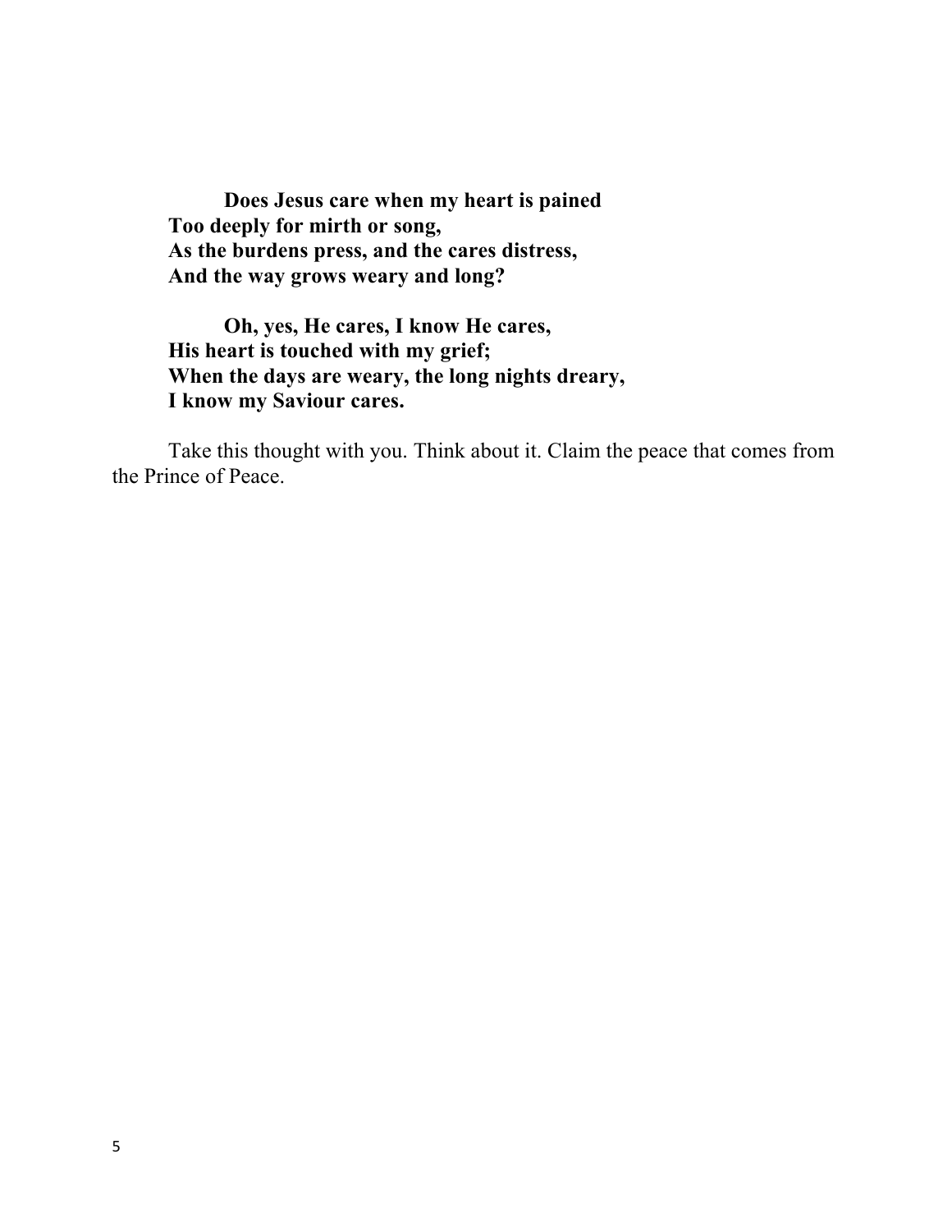**Does Jesus care when my heart is pained**
**Too deeply for mirth or song,**
**As the burdens press, and the cares distress,**
**And the way grows weary and long?**

**Oh, yes, He cares, I know He cares,**
**His heart is touched with my grief;**
**When the days are weary, the long nights dreary,**
**I know my Saviour cares.**

Take this thought with you. Think about it. Claim the peace that comes from the Prince of Peace.